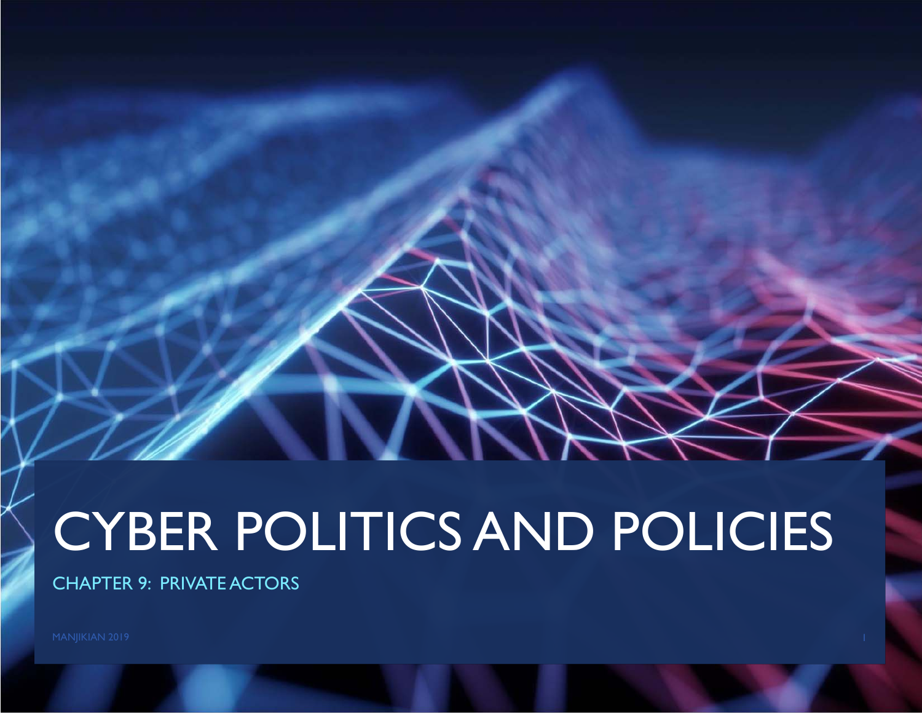# CYBER POLITICS AND POLICIES

## CHAPTER 9: PRIVATE ACTORS

MANJIKIAN 2019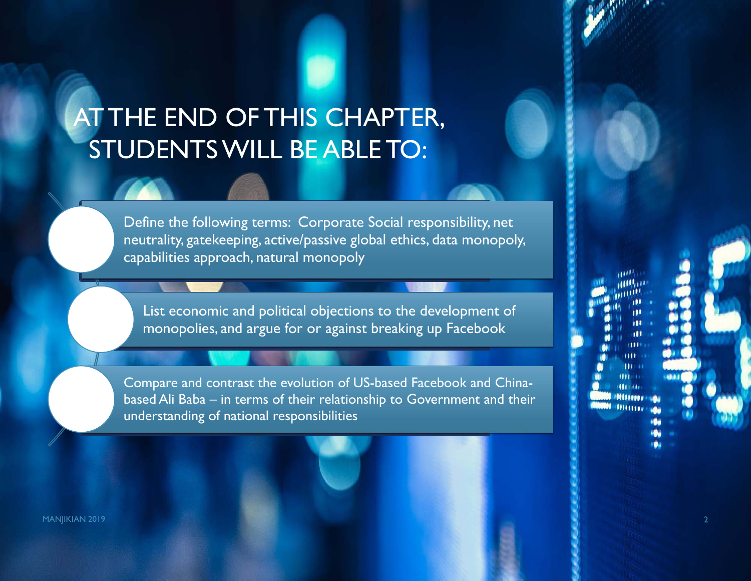# AT THE END OF THIS CHAPTER, STUDENTS WILL BE ABLE TO:

- Define the following terms: Corporate Social responsibility, net neutrality, gatekeeping, active/passive global ethics, data monopoly, capabilities approach, natural monopoly
- List economic and political objections to the development of monopolies, and argue for or against breaking up Facebook
- Compare and contrast the evolution of US-based Facebook and China-based Ali Baba – in terms of their relationship to Government and their understanding of national responsibilities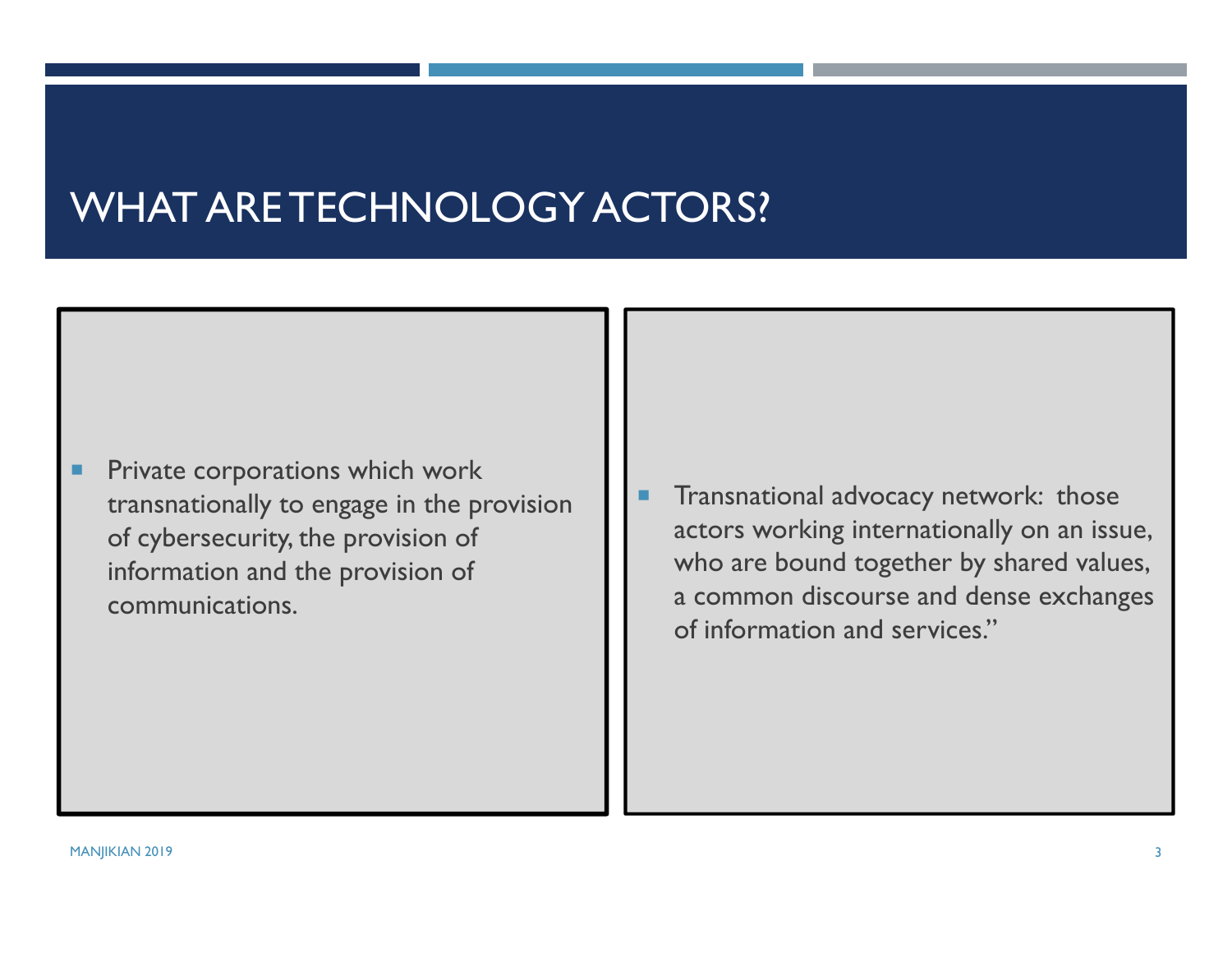# WHAT ARE TECHNOLOGY ACTORS?

- Private corporations which work transnationally to engage in the provision of cybersecurity, the provision of information and the provision of communications.

- Transnational advocacy network: those actors working internationally on an issue, who are bound together by shared values, a common discourse and dense exchanges of information and services."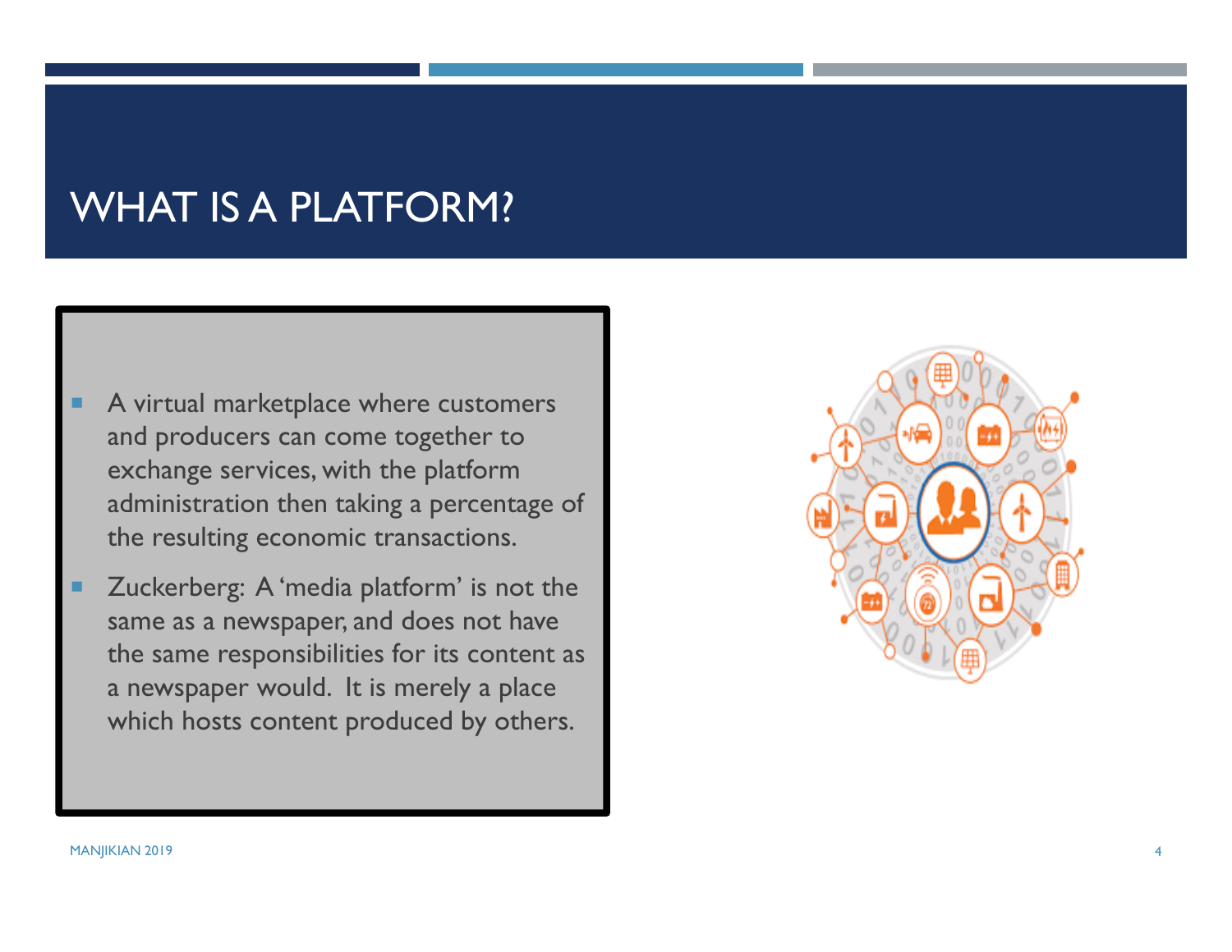# WHAT IS A PLATFORM?

- A virtual marketplace where customers and producers can come together to exchange services, with the platform administration then taking a percentage of the resulting economic transactions.
- Zuckerberg: A 'media platform' is not the same as a newspaper, and does not have the same responsibilities for its content as a newspaper would. It is merely a place which hosts content produced by others.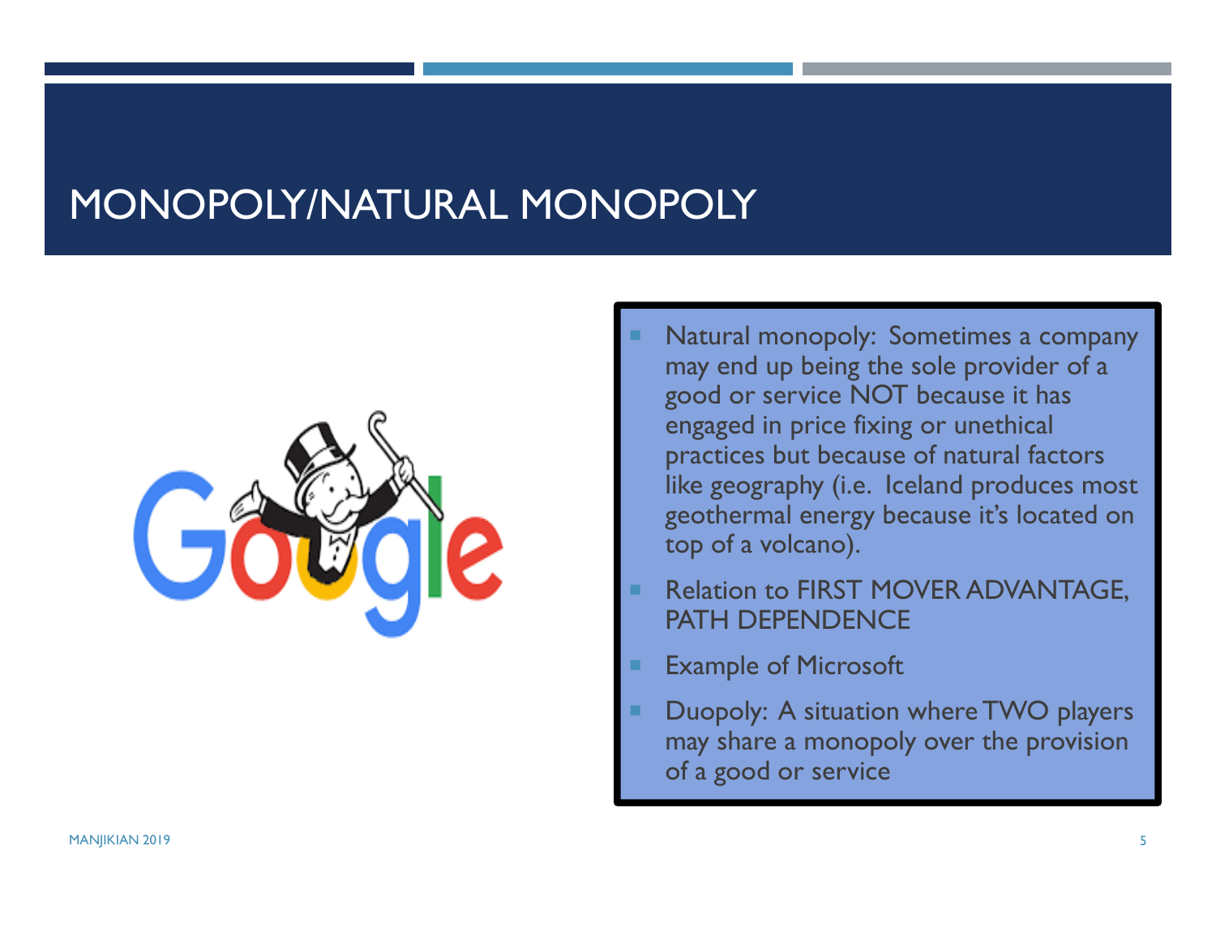# MONOPOLY/NATURAL MONOPOLY

- Natural monopoly: Sometimes a company may end up being the sole provider of a good or service NOT because it has engaged in price fixing or unethical practices but because of natural factors like geography (i.e. Iceland produces most geothermal energy because it's located on top of a volcano).
- Relation to FIRST MOVER ADVANTAGE, PATH DEPENDENCE
- Example of Microsoft
- Duopoly: A situation where TWO players may share a monopoly over the provision of a good or service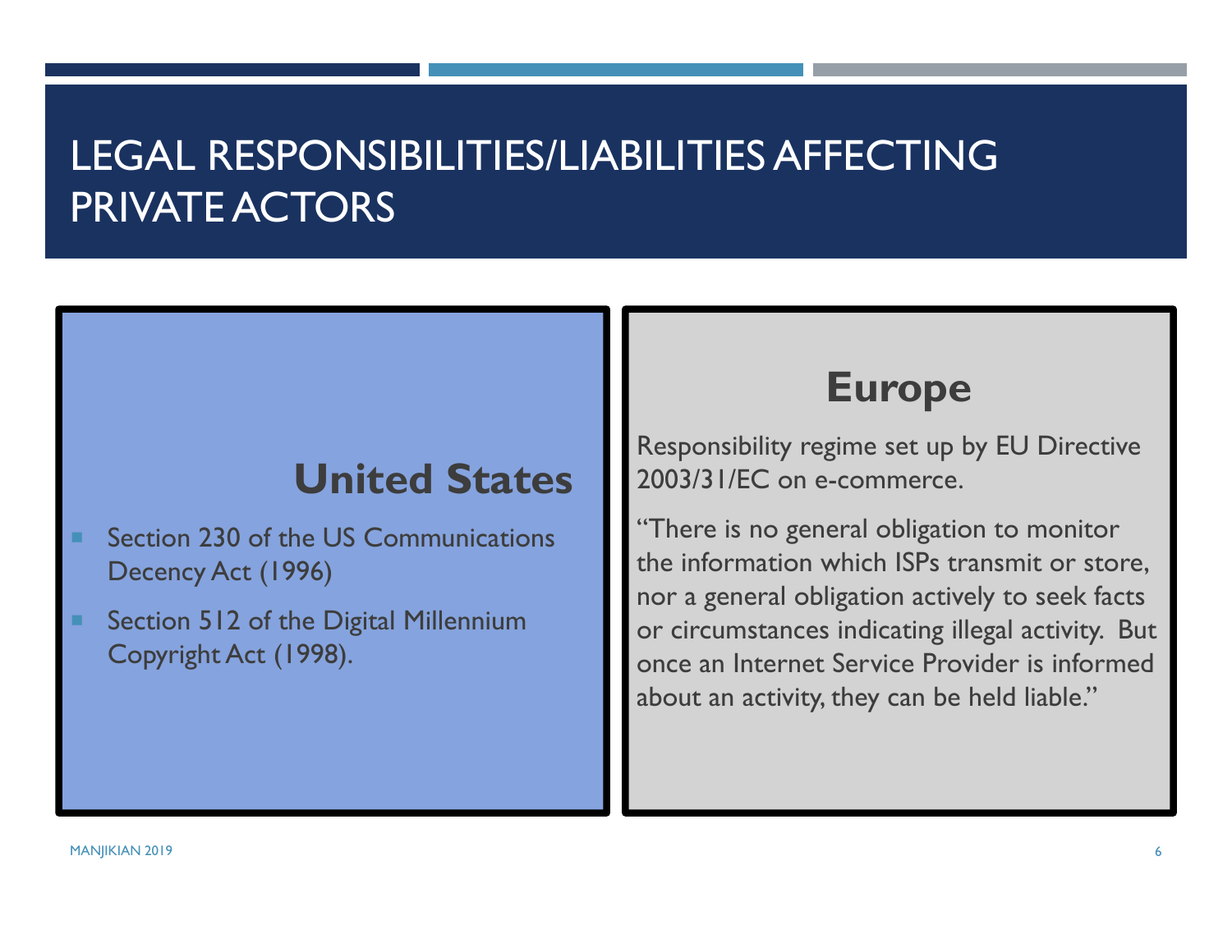# LEGAL RESPONSIBILITIES/LIABILITIES AFFECTING PRIVATE ACTORS

## United States

- Section 230 of the US Communications Decency Act (1996)
- Section 512 of the Digital Millennium Copyright Act (1998).

## Europe

Responsibility regime set up by EU Directive 2003/31/EC on e-commerce.

"There is no general obligation to monitor the information which ISPs transmit or store, nor a general obligation actively to seek facts or circumstances indicating illegal activity. But once an Internet Service Provider is informed about an activity, they can be held liable."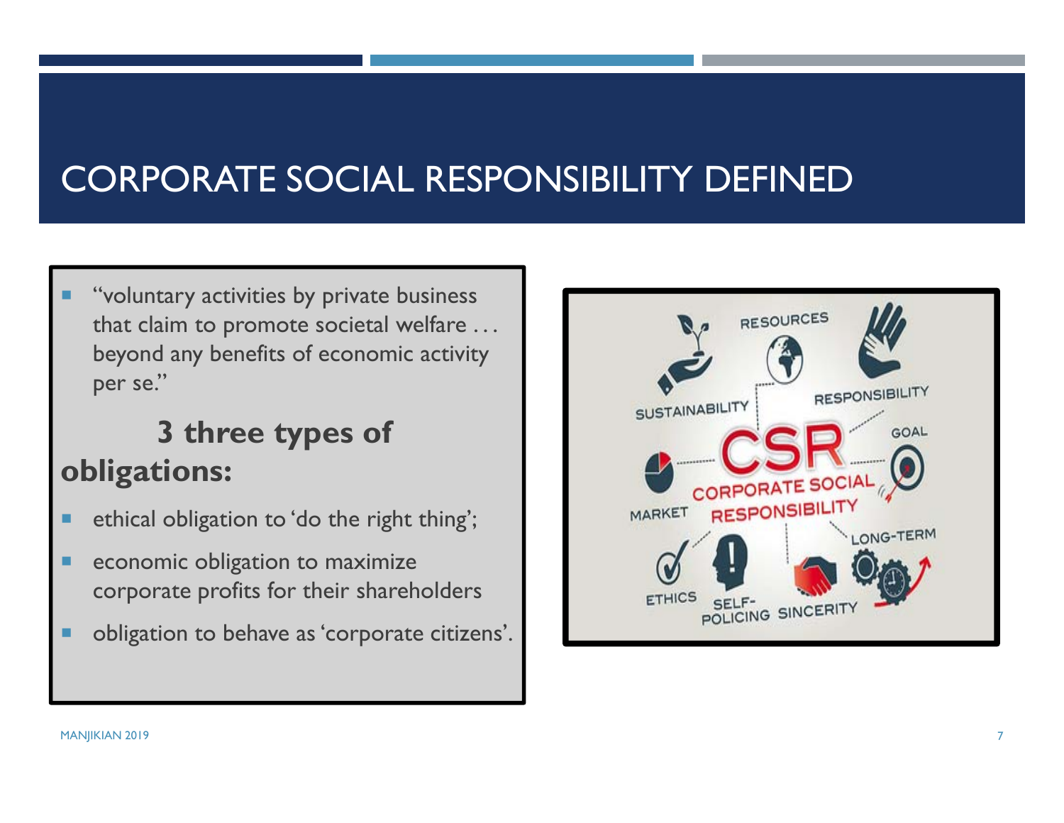# CORPORATE SOCIAL RESPONSIBILITY DEFINED

- "voluntary activities by private business that claim to promote societal welfare . . . beyond any benefits of economic activity per se."

**3 three types of obligations:**

- ethical obligation to 'do the right thing';
- economic obligation to maximize corporate profits for their shareholders
- obligation to behave as 'corporate citizens'.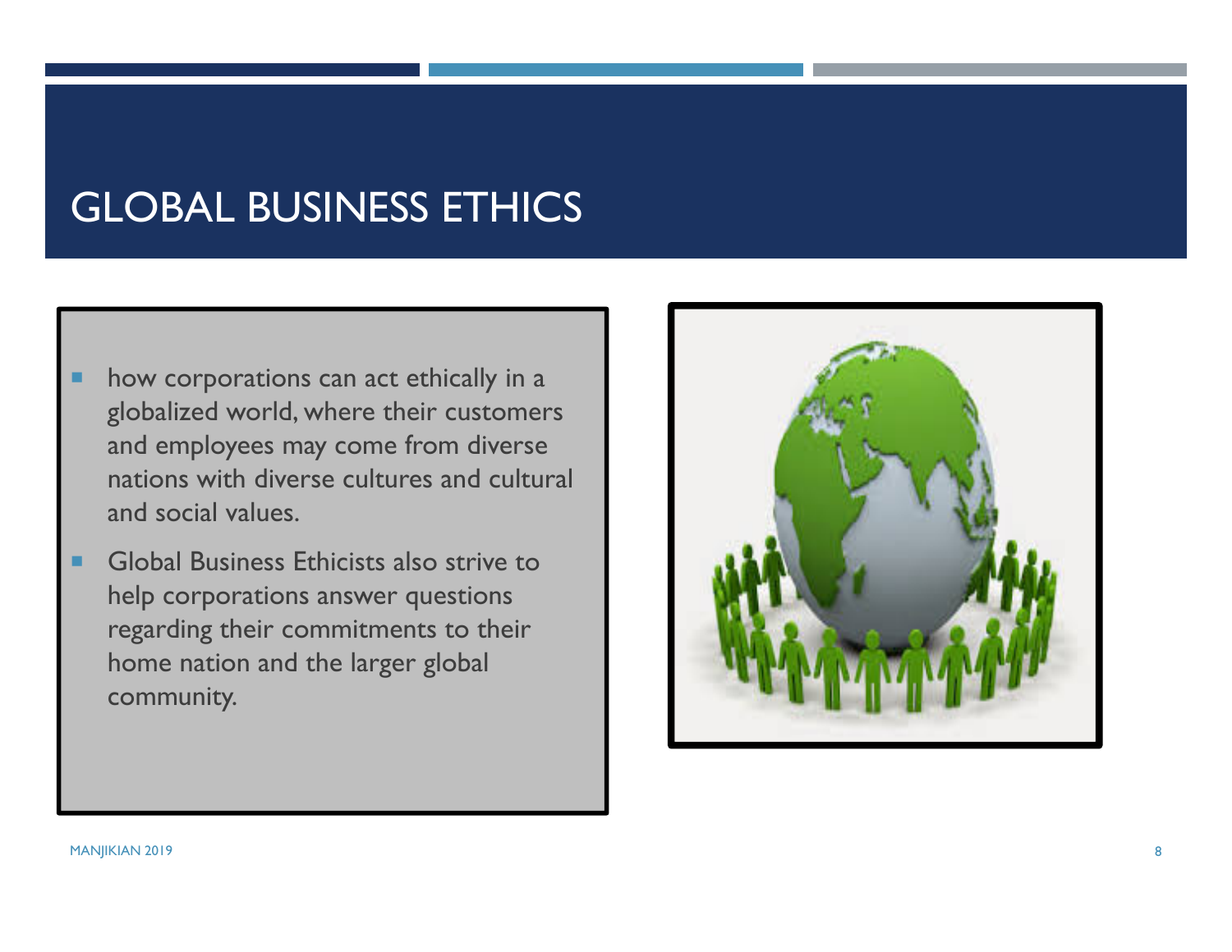# GLOBAL BUSINESS ETHICS

- how corporations can act ethically in a globalized world, where their customers and employees may come from diverse nations with diverse cultures and cultural and social values.
- Global Business Ethicists also strive to help corporations answer questions regarding their commitments to their home nation and the larger global community.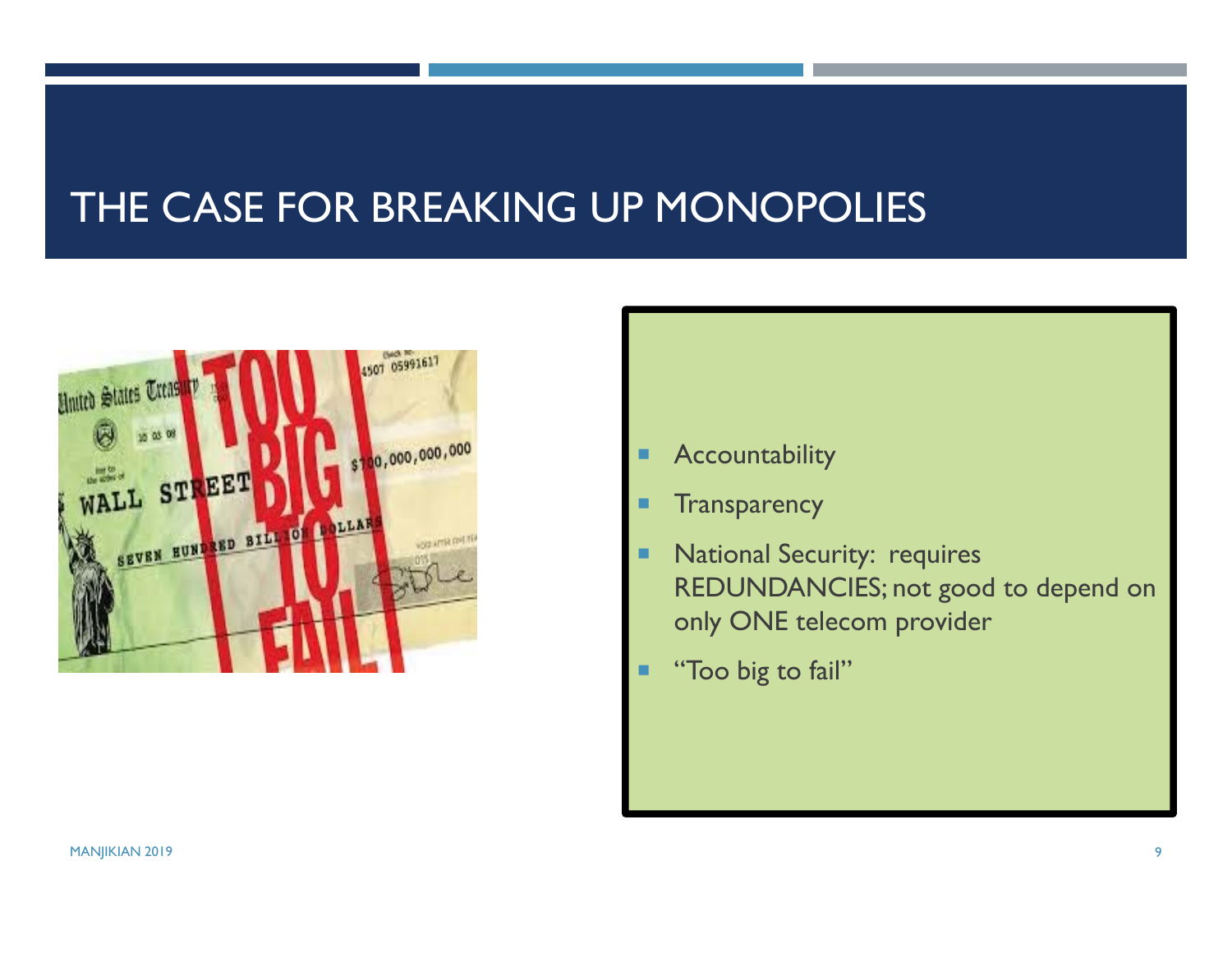# THE CASE FOR BREAKING UP MONOPOLIES

- Accountability
- Transparency
- National Security: requires REDUNDANCIES; not good to depend on only ONE telecom provider
- "Too big to fail"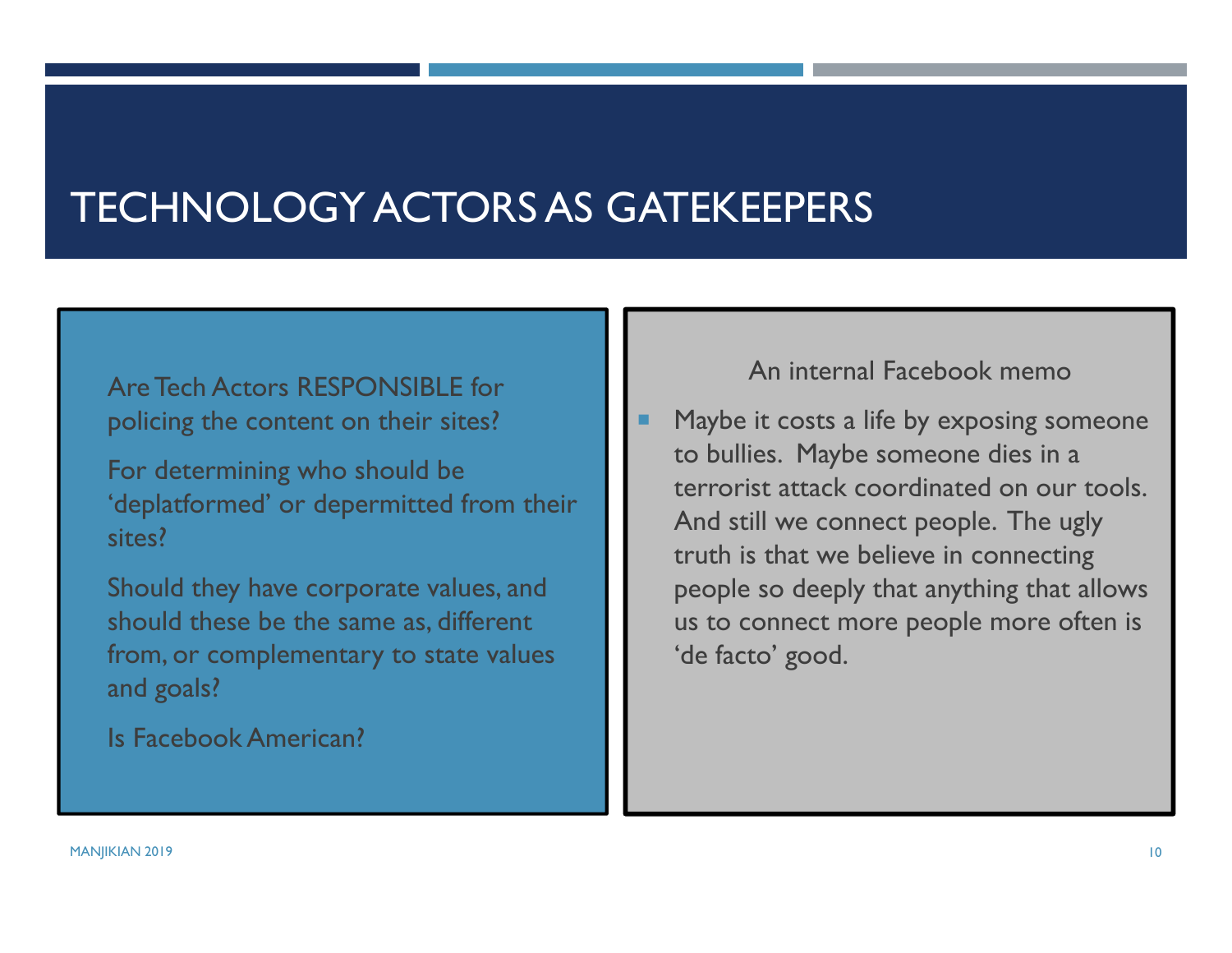# TECHNOLOGY ACTORS AS GATEKEEPERS

Are Tech Actors RESPONSIBLE for policing the content on their sites?

For determining who should be 'deplatformed' or depermitted from their sites?

Should they have corporate values, and should these be the same as, different from, or complementary to state values and goals?

Is Facebook American?

An internal Facebook memo

- Maybe it costs a life by exposing someone to bullies. Maybe someone dies in a terrorist attack coordinated on our tools. And still we connect people. The ugly truth is that we believe in connecting people so deeply that anything that allows us to connect more people more often is 'de facto' good.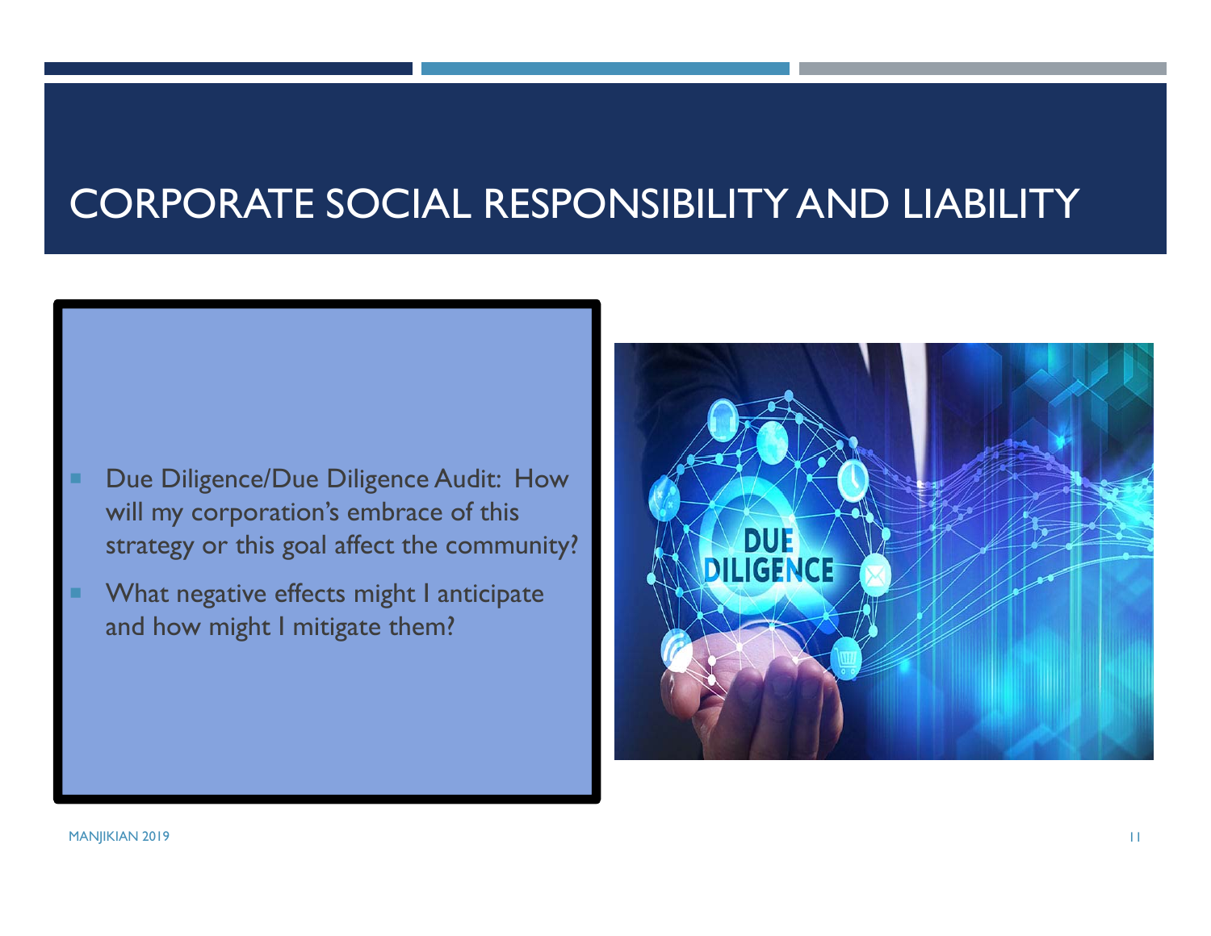# CORPORATE SOCIAL RESPONSIBILITY AND LIABILITY

- Due Diligence/Due Diligence Audit: How will my corporation's embrace of this strategy or this goal affect the community?
- What negative effects might I anticipate and how might I mitigate them?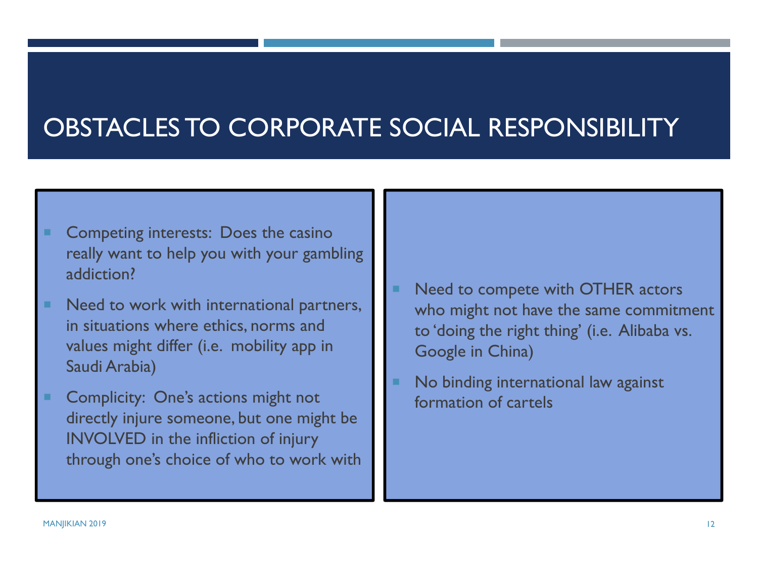# OBSTACLES TO CORPORATE SOCIAL RESPONSIBILITY

- Competing interests: Does the casino really want to help you with your gambling addiction?
- Need to work with international partners, in situations where ethics, norms and values might differ (i.e. mobility app in Saudi Arabia)
- Complicity: One's actions might not directly injure someone, but one might be INVOLVED in the infliction of injury through one's choice of who to work with
- Need to compete with OTHER actors who might not have the same commitment to 'doing the right thing' (i.e. Alibaba vs. Google in China)
- No binding international law against formation of cartels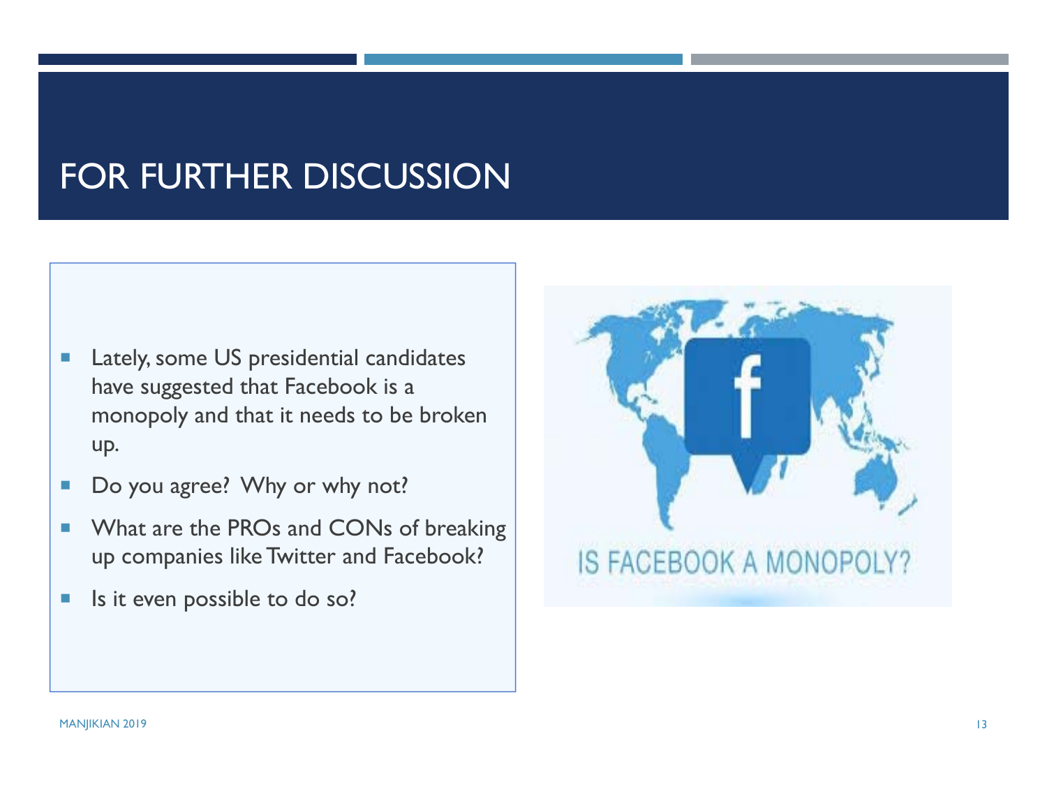# FOR FURTHER DISCUSSION

- Lately, some US presidential candidates have suggested that Facebook is a monopoly and that it needs to be broken up.
- Do you agree? Why or why not?
- What are the PROs and CONs of breaking up companies like Twitter and Facebook?
- Is it even possible to do so?

IS FACEBOOK A MONOPOLY?